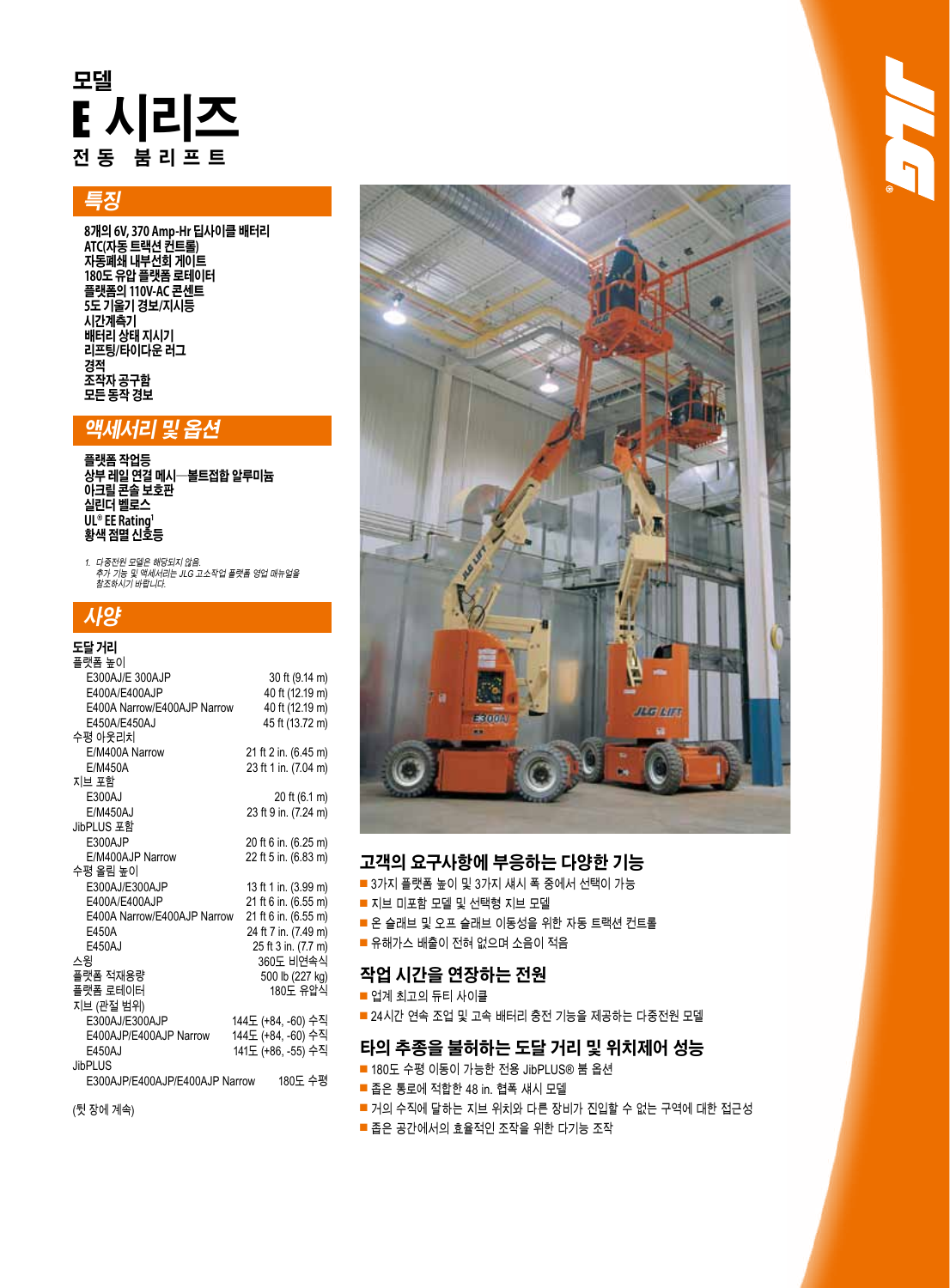# 모델

# E 시리즈

**전동 붐리프트**

## 특징

- 8개의 6V, 370 Amp-Hr 딥사이클 배터리
- ATC(자동 트랙션 컨트롤)
- 자동폐쇄 내부선회 게이트
- 180도 유압 플랫폼 로테이터
- 플랫폼의 110V-AC 콘센트
- 5도 기울기 경보/지시등
- 시간계측기
- 배터리 상태 지시기
- 리프팅/타이다운 러그
- 경적
- 조작자 공구함
- 모든 동작 경보

## 액세서리 및 옵션

- 플랫폼 작업등
- 상부 레일 연결 메시—볼트접합 알루미늄
- 아크릴 콘솔 보호판
- 실린더 벨로스
- UL® EE Rating[1]
- 황색 점멸 신호등

*1. 다중전원 모델은 해당되지 않음.*
*추가 기능 및 액세서리는 JLG 고소작업 플랫폼 영업 매뉴얼을 참조하시기 바랍니다.*

## 사양

**도달 거리**

| | |
|---|---|
| 플랫폼 높이 | |
| E300AJP/E 300AJP | 30 ft (9.14 m) |
| E400AJP/E400AJP | 40 ft (12.19 m) |
| E400A Narrow/E400AJP Narrow | 40 ft (12.19 m) |
| E450AJ/E450AJ | 45 ft (13.72 m) |
| 수평 아웃리치 | |
| E/M400A Narrow | 21 ft 2 in. (6.45 m) |
| E/M450A | 23 ft 1 in. (7.04 m) |
| 지브 포함 | |
| E300AJ | 20 ft (6.1 m) |
| E/M450AJ | 23 ft 9 in. (7.24 m) |
| JibPLUS 포함 | |
| E300AJP | 20 ft 6 in. (6.25 m) |
| E/M400AJP Narrow | 22 ft 5 in. (6.83 m) |
| 수평 올림 높이 | |
| E300AJ/E300AJP | 13 ft 1 in. (3.99 m) |
| E400A/E400AJP | 21 ft 6 in. (6.55 m) |
| E400A Narrow/E400AJP Narrow | 21 ft 6 in. (6.55 m) |
| E450A | 24 ft 7 in. (7.49 m) |
| E450AJ | 25 ft 3 in. (7.7 m) |
| 스윙 | 360도 비연속식 |
| 플랫폼 적재용량 | 500 lb (227 kg) |
| 플랫폼 로테이터 | 180도 유압식 |
| 지브 (관절 범위) | |
| E300AJ/E300AJP | 144도 (+84, -60) 수직 |
| E400AJP/E400AJP Narrow | 144도 (+84, -60) 수직 |
| E450AJ | 141도 (+86, -55) 수직 |
| JibPLUS | |
| E300AJP/E400AJP/E400AJP Narrow | 180도 수평 |

(뒷 장에 계속)

## 고객의 요구사항에 부응하는 다양한 기능

- 3가지 플랫폼 높이 및 3가지 섀시 폭 중에서 선택이 가능
- 지브 미포함 모델 및 선택형 지브 모델
- 온 슬래브 및 오프 슬래브 이동성을 위한 자동 트랙션 컨트롤
- 유해가스 배출이 전혀 없으며 소음이 적음

## 작업 시간을 연장하는 전원

- 업계 최고의 듀티 사이클
- 24시간 연속 조업 및 고속 배터리 충전 기능을 제공하는 다중전원 모델

## 타의 추종을 불허하는 도달 거리 및 위치제어 성능

- 180도 수평 이동이 가능한 전용 JibPLUS® 붐 옵션
- 좁은 통로에 적합한 48 in. 협폭 섀시 모델
- 거의 수직에 달하는 지브 위치와 다른 장비가 진입할 수 없는 구역에 대한 접근성
- 좁은 공간에서의 효율적인 조작을 위한 다기능 조작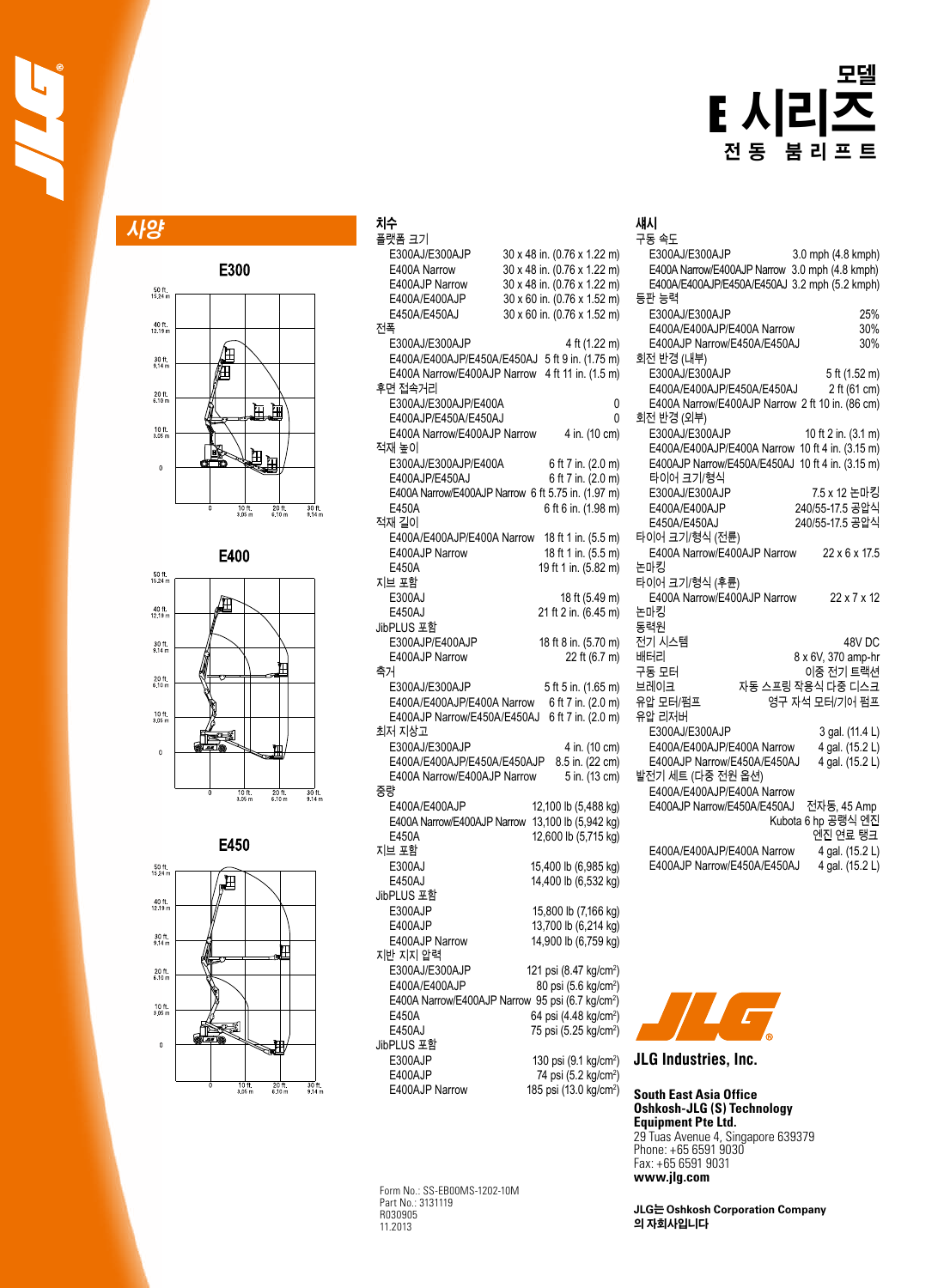# 모델
# E 시리즈
## 전동 붐리프트

## 사양

**E300**

50 ft. 15.24 m
40 ft. 12.19 m
30 ft. 9.14 m
20 ft. 6.10 m
10 ft. 3.05 m
0
0 10 ft. 3.05 m 20 ft. 6.10 m 30 ft. 9.14 m

**E400**

50 ft. 15.24 m
40 ft. 12.19 m
30 ft. 9.14 m
20 ft. 6.10 m
10 ft. 3.05 m
0
0 10 ft. 3.05 m 20 ft. 6.10 m 30 ft. 9.14 m

**E450**

50 ft. 15.24 m
40 ft. 12.19 m
30 ft. 9.14 m
20 ft. 6.10 m
10 ft. 3.05 m
0
0 10 ft. 3.05 m 20 ft. 6.10 m 30 ft. 9.14 m

### 치수

| | |
|---|---|
| **플랫폼 크기** | |
| E300AJ/E300AJP | 30 x 48 in. (0.76 x 1.22 m) |
| E400A Narrow | 30 x 48 in. (0.76 x 1.22 m) |
| E400AJP Narrow | 30 x 48 in. (0.76 x 1.22 m) |
| E400A/E400AJP | 30 x 60 in. (0.76 x 1.52 m) |
| E450A/E450AJ | 30 x 60 in. (0.76 x 1.52 m) |
| **전폭** | |
| E300AJ/E300AJP | 4 ft (1.22 m) |
| E400A/E400AJP/E450A/E450AJ | 5 ft 9 in. (1.75 m) |
| E400A Narrow/E400AJP Narrow | 4 ft 11 in. (1.5 m) |
| **후면 접속거리** | |
| E300AJ/E300AJP/E400A | 0 |
| E400AJP/E450A/E450AJ | 0 |
| E400A Narrow/E400AJP Narrow | 4 in. (10 cm) |
| **적재 높이** | |
| E300AJ/E300AJP/E400A | 6 ft 7 in. (2.0 m) |
| E400AJP/E450AJ | 6 ft 7 in. (2.0 m) |
| E400A Narrow/E400AJP Narrow | 6 ft 5.75 in. (1.97 m) |
| E450A | 6 ft 6 in. (1.98 m) |
| **적재 길이** | |
| E400A/E400AJP/E400A Narrow | 18 ft 1 in. (5.5 m) |
| E400AJP Narrow | 18 ft 1 in. (5.5 m) |
| E450A | 19 ft 1 in. (5.82 m) |
| **지브 포함** | |
| E300AJ | 18 ft (5.49 m) |
| E450AJ | 21 ft 2 in. (6.45 m) |
| **JibPLUS 포함** | |
| E300AJP/E400AJP | 18 ft 8 in. (5.70 m) |
| E400AJP Narrow | 22 ft (6.7 m) |
| **축거** | |
| E300AJ/E300AJP | 5 ft 5 in. (1.65 m) |
| E400A/E400AJP/E400A Narrow | 6 ft 7 in. (2.0 m) |
| E400AJP Narrow/E450A/E450AJ | 6 ft 7 in. (2.0 m) |
| **최저 지상고** | |
| E300AJ/E300AJP | 4 in. (10 cm) |
| E400A/E400AJP/E450A/E450AJP | 8.5 in. (22 cm) |
| E400A Narrow/E400AJP Narrow | 5 in. (13 cm) |
| **중량** | |
| E400A/E400AJP | 12,100 lb (5,488 kg) |
| E400A Narrow/E400AJP Narrow | 13,100 lb (5,942 kg) |
| E450A | 12,600 lb (5,715 kg) |
| **지브 포함** | |
| E300AJ | 15,400 lb (6,985 kg) |
| E450AJ | 14,400 lb (6,532 kg) |
| **JibPLUS 포함** | |
| E300AJP | 15,800 lb (7,166 kg) |
| E400AJP | 13,700 lb (6,214 kg) |
| E400AJP Narrow | 14,900 lb (6,759 kg) |
| **지반 지지 압력** | |
| E300AJ/E300AJP | 121 psi (8.47 kg/cm$^2$) |
| E400A/E400AJP | 80 psi (5.6 kg/cm$^2$) |
| E400A Narrow/E400AJP Narrow | 95 psi (6.7 kg/cm$^2$) |
| E450A | 64 psi (4.48 kg/cm$^2$) |
| E450AJ | 75 psi (5.25 kg/cm$^2$) |
| **JibPLUS 포함** | |
| E300AJP | 130 psi (9.1 kg/cm$^2$) |
| E400AJP | 74 psi (5.2 kg/cm$^2$) |
| E400AJP Narrow | 185 psi (13.0 kg/cm$^2$) |

### 섀시

| | |
|---|---|
| **구동 속도** | |
| E300AJ/E300AJP | 3.0 mph (4.8 kmph) |
| E400A Narrow/E400AJP Narrow | 3.0 mph (4.8 kmph) |
| E400A/E400AJP/E450A/E450AJ | 3.2 mph (5.2 kmph) |
| **등판 능력** | |
| E300AJ/E300AJP | 25% |
| E400A/E400AJP/E400A Narrow | 30% |
| E400AJP Narrow/E450A/E450AJ | 30% |
| **회전 반경 (내부)** | |
| E300AJ/E300AJP | 5 ft (1.52 m) |
| E400A/E400AJP/E450A/E450AJ | 2 ft (61 cm) |
| E400A Narrow/E400AJP Narrow | 2 ft 10 in. (86 cm) |
| **회전 반경 (외부)** | |
| E300AJ/E300AJP | 10 ft 2 in. (3.1 m) |
| E400A/E400AJP/E400A Narrow | 10 ft 4 in. (3.15 m) |
| E400AJP Narrow/E450A/E450AJ | 10 ft 4 in. (3.15 m) |
| **타이어 크기/형식** | |
| E300AJ/E300AJP | 7.5 x 12 논마킹 |
| E400A/E400AJP | 240/55-17.5 공압식 |
| E450A/E450AJ | 240/55-17.5 공압식 |
| **타이어 크기/형식 (전륜)** | |
| E400A Narrow/E400AJP Narrow | 22 x 6 x 17.5 논마킹 |
| **타이어 크기/형식 (후륜)** | |
| E400A Narrow/E400AJP Narrow | 22 x 7 x 12 논마킹 |
| **동력원** | |
| 전기 시스템 | 48V DC |
| 배터리 | 8 x 6V, 370 amp-hr |
| 구동 모터 | 이중 전기 트랙션 |
| 브레이크 | 자동 스프링 작용식 다중 디스크 |
| 유압 모터/펌프 | 영구 자석 모터/기어 펌프 |
| **유압 리저버** | |
| E300AJ/E300AJP | 3 gal. (11.4 L) |
| E400A/E400AJP/E400A Narrow | 4 gal. (15.2 L) |
| E400AJP Narrow/E450A/E450AJ | 4 gal. (15.2 L) |
| **발전기 세트 (다중 전원 옵션)** | |
| E400A/E400AJP/E400A Narrow<br>E400AJP Narrow/E450A/E450AJ | 전자동, 45 Amp Kubota 6 hp 공랭식 엔진 |
| 엔진 연료 탱크 | |
| E400A/E400AJP/E400A Narrow | 4 gal. (15.2 L) |
| E400AJP Narrow/E450A/E450AJ | 4 gal. (15.2 L) |

**JLG Industries, Inc.**

**South East Asia Office**
**Oshkosh-JLG (S) Technology Equipment Pte Ltd.**
29 Tuas Avenue 4, Singapore 639379
Phone: +65 6591 9030
Fax: +65 6591 9031
**www.jlg.com**

**JLG는 Oshkosh Corporation Company의 자회사입니다**

Form No.: SS-EB00MS-1202-10M
Part No.: 3131119
R030905
11.2013